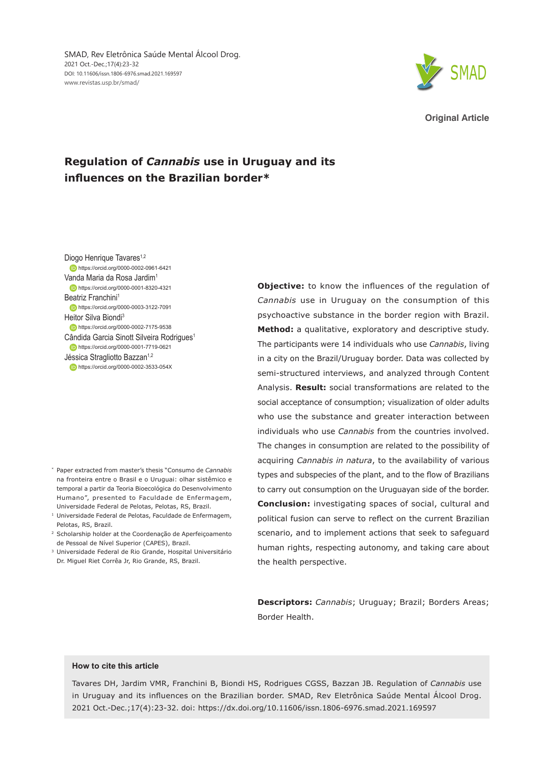Original Article

# Regulation of *Cannabis* use in Uruguay and its influences on the Brazilian border*

Diogo Henrique Tavares[1,2]
https://orcid.org/0000-0002-0961-6421
Vanda Maria da Rosa Jardim[1]
https://orcid.org/0000-0001-8320-4321
Beatriz Franchini[1]
https://orcid.org/0000-0003-3122-7091
Heitor Silva Biondi[3]
https://orcid.org/0000-0002-7175-9538
Cândida Garcia Sinott Silveira Rodrigues[1]
https://orcid.org/0000-0001-7719-0621
Jéssica Stragliotto Bazzan[1,2]
https://orcid.org/0000-0002-3533-054X

**Objective:** to know the influences of the regulation of *Cannabis* use in Uruguay on the consumption of this psychoactive substance in the border region with Brazil. **Method:** a qualitative, exploratory and descriptive study. The participants were 14 individuals who use *Cannabis*, living in a city on the Brazil/Uruguay border. Data was collected by semi-structured interviews, and analyzed through Content Analysis. **Result:** social transformations are related to the social acceptance of consumption; visualization of older adults who use the substance and greater interaction between individuals who use *Cannabis* from the countries involved. The changes in consumption are related to the possibility of acquiring *Cannabis in natura*, to the availability of various types and subspecies of the plant, and to the flow of Brazilians to carry out consumption on the Uruguayan side of the border. **Conclusion:** investigating spaces of social, cultural and political fusion can serve to reflect on the current Brazilian scenario, and to implement actions that seek to safeguard human rights, respecting autonomy, and taking care about the health perspective.

**Descriptors:** *Cannabis*; Uruguay; Brazil; Borders Areas; Border Health.

\* Paper extracted from master's thesis "Consumo de *Cannabis* na fronteira entre o Brasil e o Uruguai: olhar sistêmico e temporal a partir da Teoria Bioecológica do Desenvolvimento Humano", presented to Faculdade de Enfermagem, Universidade Federal de Pelotas, Pelotas, RS, Brazil.

[1] Universidade Federal de Pelotas, Faculdade de Enfermagem, Pelotas, RS, Brazil.

[2] Scholarship holder at the Coordenação de Aperfeiçoamento de Pessoal de Nível Superior (CAPES), Brazil.

[3] Universidade Federal de Rio Grande, Hospital Universitário Dr. Miguel Riet Corrêa Jr, Rio Grande, RS, Brazil.

**How to cite this article**

Tavares DH, Jardim VMR, Franchini B, Biondi HS, Rodrigues CGSS, Bazzan JB. Regulation of *Cannabis* use in Uruguay and its influences on the Brazilian border. SMAD, Rev Eletrônica Saúde Mental Álcool Drog. 2021 Oct.-Dec.;17(4):23-32. doi: https://dx.doi.org/10.11606/issn.1806-6976.smad.2021.169597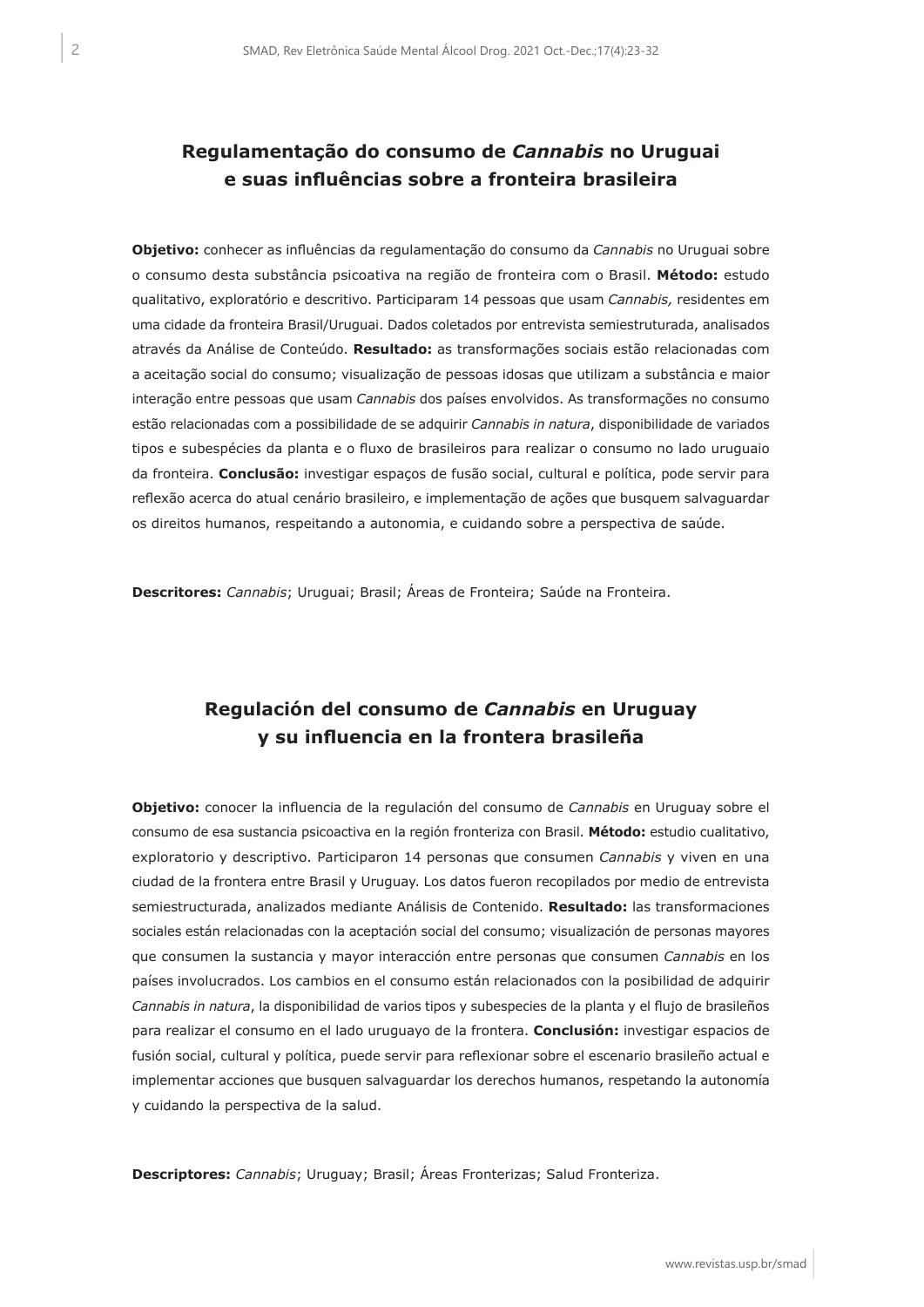## Regulamentação do consumo de *Cannabis* no Uruguai e suas influências sobre a fronteira brasileira

**Objetivo:** conhecer as influências da regulamentação do consumo da *Cannabis* no Uruguai sobre o consumo desta substância psicoativa na região de fronteira com o Brasil. **Método:** estudo qualitativo, exploratório e descritivo. Participaram 14 pessoas que usam *Cannabis,* residentes em uma cidade da fronteira Brasil/Uruguai. Dados coletados por entrevista semiestruturada, analisados através da Análise de Conteúdo. **Resultado:** as transformações sociais estão relacionadas com a aceitação social do consumo; visualização de pessoas idosas que utilizam a substância e maior interação entre pessoas que usam *Cannabis* dos países envolvidos. As transformações no consumo estão relacionadas com a possibilidade de se adquirir *Cannabis in natura*, disponibilidade de variados tipos e subespécies da planta e o fluxo de brasileiros para realizar o consumo no lado uruguaio da fronteira. **Conclusão:** investigar espaços de fusão social, cultural e política, pode servir para reflexão acerca do atual cenário brasileiro, e implementação de ações que busquem salvaguardar os direitos humanos, respeitando a autonomia, e cuidando sobre a perspectiva de saúde.

**Descritores:** *Cannabis*; Uruguai; Brasil; Áreas de Fronteira; Saúde na Fronteira.

## Regulación del consumo de *Cannabis* en Uruguay y su influencia en la frontera brasileña

**Objetivo:** conocer la influencia de la regulación del consumo de *Cannabis* en Uruguay sobre el consumo de esa sustancia psicoactiva en la región fronteriza con Brasil. **Método:** estudio cualitativo, exploratorio y descriptivo. Participaron 14 personas que consumen *Cannabis* y viven en una ciudad de la frontera entre Brasil y Uruguay. Los datos fueron recopilados por medio de entrevista semiestructurada, analizados mediante Análisis de Contenido. **Resultado:** las transformaciones sociales están relacionadas con la aceptación social del consumo; visualización de personas mayores que consumen la sustancia y mayor interacción entre personas que consumen *Cannabis* en los países involucrados. Los cambios en el consumo están relacionados con la posibilidad de adquirir *Cannabis in natura*, la disponibilidad de varios tipos y subespecies de la planta y el flujo de brasileños para realizar el consumo en el lado uruguayo de la frontera. **Conclusión:** investigar espacios de fusión social, cultural y política, puede servir para reflexionar sobre el escenario brasileño actual e implementar acciones que busquen salvaguardar los derechos humanos, respetando la autonomía y cuidando la perspectiva de la salud.

**Descriptores:** *Cannabis*; Uruguay; Brasil; Áreas Fronterizas; Salud Fronteriza.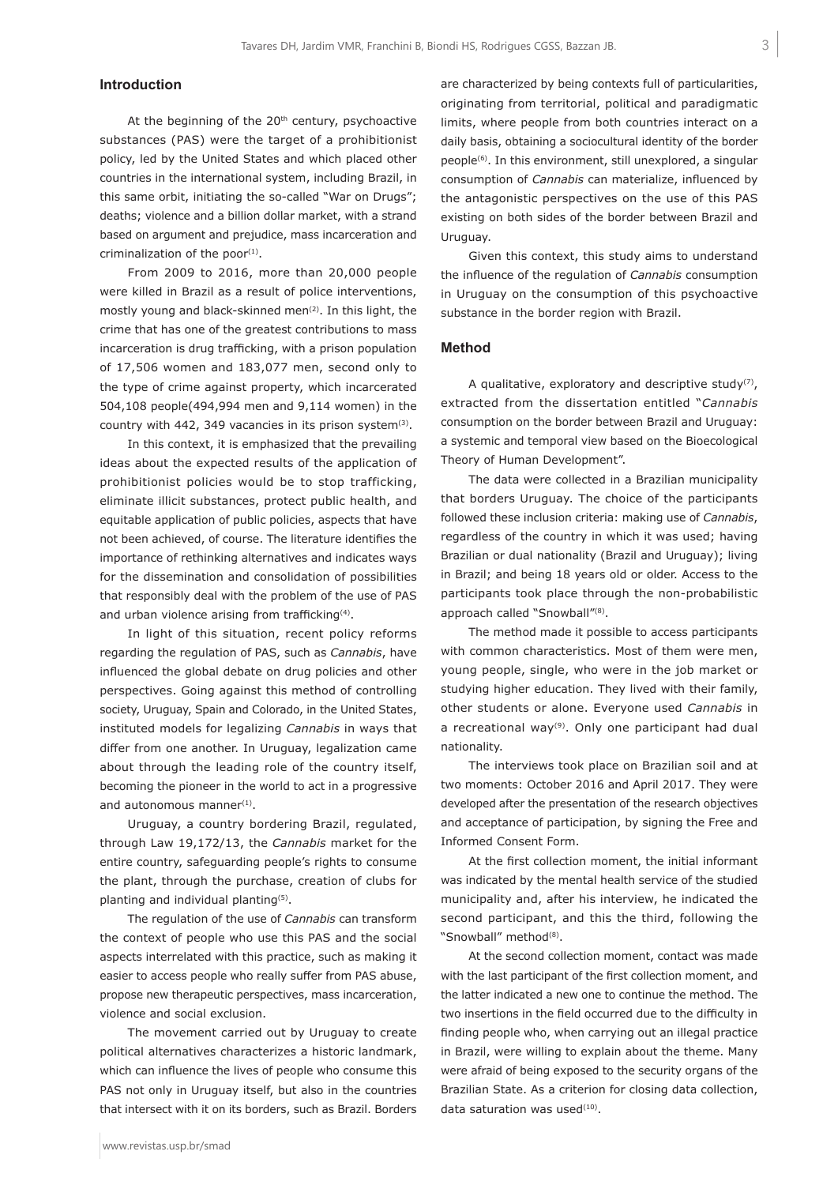## Introduction

At the beginning of the 20th century, psychoactive substances (PAS) were the target of a prohibitionist policy, led by the United States and which placed other countries in the international system, including Brazil, in this same orbit, initiating the so-called "War on Drugs"; deaths; violence and a billion dollar market, with a strand based on argument and prejudice, mass incarceration and criminalization of the poor[1].

From 2009 to 2016, more than 20,000 people were killed in Brazil as a result of police interventions, mostly young and black-skinned men[2]. In this light, the crime that has one of the greatest contributions to mass incarceration is drug trafficking, with a prison population of 17,506 women and 183,077 men, second only to the type of crime against property, which incarcerated 504,108 people(494,994 men and 9,114 women) in the country with 442, 349 vacancies in its prison system[3].

In this context, it is emphasized that the prevailing ideas about the expected results of the application of prohibitionist policies would be to stop trafficking, eliminate illicit substances, protect public health, and equitable application of public policies, aspects that have not been achieved, of course. The literature identifies the importance of rethinking alternatives and indicates ways for the dissemination and consolidation of possibilities that responsibly deal with the problem of the use of PAS and urban violence arising from trafficking[4].

In light of this situation, recent policy reforms regarding the regulation of PAS, such as *Cannabis*, have influenced the global debate on drug policies and other perspectives. Going against this method of controlling society, Uruguay, Spain and Colorado, in the United States, instituted models for legalizing *Cannabis* in ways that differ from one another. In Uruguay, legalization came about through the leading role of the country itself, becoming the pioneer in the world to act in a progressive and autonomous manner[1].

Uruguay, a country bordering Brazil, regulated, through Law 19,172/13, the *Cannabis* market for the entire country, safeguarding people's rights to consume the plant, through the purchase, creation of clubs for planting and individual planting[5].

The regulation of the use of *Cannabis* can transform the context of people who use this PAS and the social aspects interrelated with this practice, such as making it easier to access people who really suffer from PAS abuse, propose new therapeutic perspectives, mass incarceration, violence and social exclusion.

The movement carried out by Uruguay to create political alternatives characterizes a historic landmark, which can influence the lives of people who consume this PAS not only in Uruguay itself, but also in the countries that intersect with it on its borders, such as Brazil. Borders are characterized by being contexts full of particularities, originating from territorial, political and paradigmatic limits, where people from both countries interact on a daily basis, obtaining a sociocultural identity of the border people[6]. In this environment, still unexplored, a singular consumption of *Cannabis* can materialize, influenced by the antagonistic perspectives on the use of this PAS existing on both sides of the border between Brazil and Uruguay.

Given this context, this study aims to understand the influence of the regulation of *Cannabis* consumption in Uruguay on the consumption of this psychoactive substance in the border region with Brazil.

## Method

A qualitative, exploratory and descriptive study[7], extracted from the dissertation entitled "*Cannabis* consumption on the border between Brazil and Uruguay: a systemic and temporal view based on the Bioecological Theory of Human Development".

The data were collected in a Brazilian municipality that borders Uruguay. The choice of the participants followed these inclusion criteria: making use of *Cannabis*, regardless of the country in which it was used; having Brazilian or dual nationality (Brazil and Uruguay); living in Brazil; and being 18 years old or older. Access to the participants took place through the non-probabilistic approach called "Snowball"[8].

The method made it possible to access participants with common characteristics. Most of them were men, young people, single, who were in the job market or studying higher education. They lived with their family, other students or alone. Everyone used *Cannabis* in a recreational way[9]. Only one participant had dual nationality.

The interviews took place on Brazilian soil and at two moments: October 2016 and April 2017. They were developed after the presentation of the research objectives and acceptance of participation, by signing the Free and Informed Consent Form.

At the first collection moment, the initial informant was indicated by the mental health service of the studied municipality and, after his interview, he indicated the second participant, and this the third, following the "Snowball" method[8].

At the second collection moment, contact was made with the last participant of the first collection moment, and the latter indicated a new one to continue the method. The two insertions in the field occurred due to the difficulty in finding people who, when carrying out an illegal practice in Brazil, were willing to explain about the theme. Many were afraid of being exposed to the security organs of the Brazilian State. As a criterion for closing data collection, data saturation was used[10].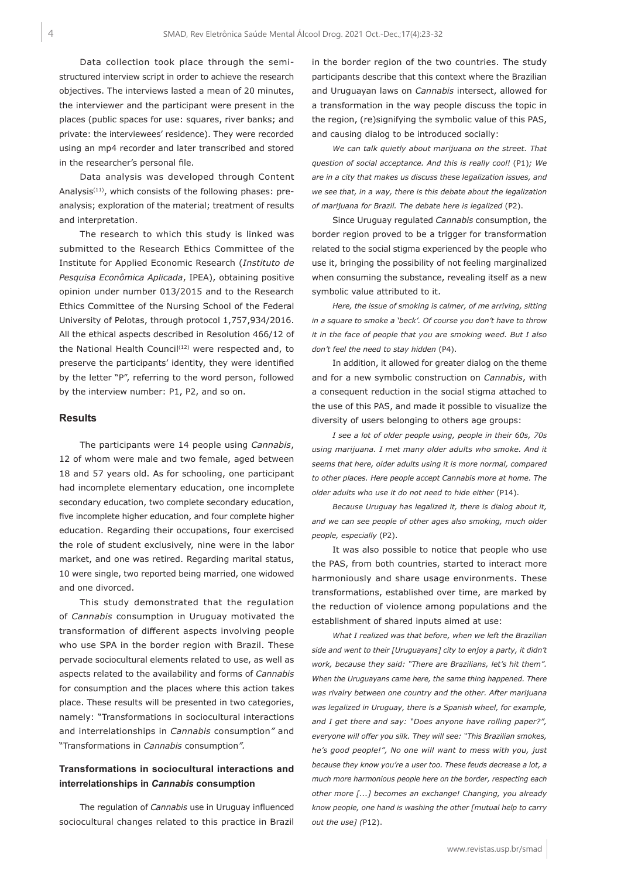Data collection took place through the semi-structured interview script in order to achieve the research objectives. The interviews lasted a mean of 20 minutes, the interviewer and the participant were present in the places (public spaces for use: squares, river banks; and private: the interviewees' residence). They were recorded using an mp4 recorder and later transcribed and stored in the researcher's personal file.

Data analysis was developed through Content Analysis[11], which consists of the following phases: pre-analysis; exploration of the material; treatment of results and interpretation.

The research to which this study is linked was submitted to the Research Ethics Committee of the Institute for Applied Economic Research (*Instituto de Pesquisa Econômica Aplicada*, IPEA), obtaining positive opinion under number 013/2015 and to the Research Ethics Committee of the Nursing School of the Federal University of Pelotas, through protocol 1,757,934/2016. All the ethical aspects described in Resolution 466/12 of the National Health Council[12] were respected and, to preserve the participants' identity, they were identified by the letter "P", referring to the word person, followed by the interview number: P1, P2, and so on.

## Results

The participants were 14 people using *Cannabis*, 12 of whom were male and two female, aged between 18 and 57 years old. As for schooling, one participant had incomplete elementary education, one incomplete secondary education, two complete secondary education, five incomplete higher education, and four complete higher education. Regarding their occupations, four exercised the role of student exclusively, nine were in the labor market, and one was retired. Regarding marital status, 10 were single, two reported being married, one widowed and one divorced.

This study demonstrated that the regulation of *Cannabis* consumption in Uruguay motivated the transformation of different aspects involving people who use SPA in the border region with Brazil. These pervade sociocultural elements related to use, as well as aspects related to the availability and forms of *Cannabis* for consumption and the places where this action takes place. These results will be presented in two categories, namely: "Transformations in sociocultural interactions and interrelationships in *Cannabis* consumption*"* and "Transformations in *Cannabis* consumption*"*.

### Transformations in sociocultural interactions and interrelationships in *Cannabis* consumption

The regulation of *Cannabis* use in Uruguay influenced sociocultural changes related to this practice in Brazil in the border region of the two countries. The study participants describe that this context where the Brazilian and Uruguayan laws on *Cannabis* intersect, allowed for a transformation in the way people discuss the topic in the region, (re)signifying the symbolic value of this PAS, and causing dialog to be introduced socially:

*We can talk quietly about marijuana on the street. That question of social acceptance. And this is really cool!* (P1)*; We are in a city that makes us discuss these legalization issues, and we see that, in a way, there is this debate about the legalization of marijuana for Brazil. The debate here is legalized* (P2).

Since Uruguay regulated *Cannabis* consumption, the border region proved to be a trigger for transformation related to the social stigma experienced by the people who use it, bringing the possibility of not feeling marginalized when consuming the substance, revealing itself as a new symbolic value attributed to it.

*Here, the issue of smoking is calmer, of me arriving, sitting in a square to smoke a 'beck'. Of course you don't have to throw it in the face of people that you are smoking weed. But I also don't feel the need to stay hidden* (P4).

In addition, it allowed for greater dialog on the theme and for a new symbolic construction on *Cannabis*, with a consequent reduction in the social stigma attached to the use of this PAS, and made it possible to visualize the diversity of users belonging to others age groups:

*I see a lot of older people using, people in their 60s, 70s using marijuana. I met many older adults who smoke. And it seems that here, older adults using it is more normal, compared to other places. Here people accept Cannabis more at home. The older adults who use it do not need to hide either* (P14).

*Because Uruguay has legalized it, there is dialog about it, and we can see people of other ages also smoking, much older people, especially* (P2).

It was also possible to notice that people who use the PAS, from both countries, started to interact more harmoniously and share usage environments. These transformations, established over time, are marked by the reduction of violence among populations and the establishment of shared inputs aimed at use:

*What I realized was that before, when we left the Brazilian side and went to their [Uruguayans] city to enjoy a party, it didn't work, because they said: "There are Brazilians, let's hit them". When the Uruguayans came here, the same thing happened. There was rivalry between one country and the other. After marijuana was legalized in Uruguay, there is a Spanish wheel, for example, and I get there and say: "Does anyone have rolling paper?", everyone will offer you silk. They will see: "This Brazilian smokes, he's good people!", No one will want to mess with you, just because they know you're a user too. These feuds decrease a lot, a much more harmonious people here on the border, respecting each other more [...] becomes an exchange! Changing, you already know people, one hand is washing the other [mutual help to carry out the use] (*P12).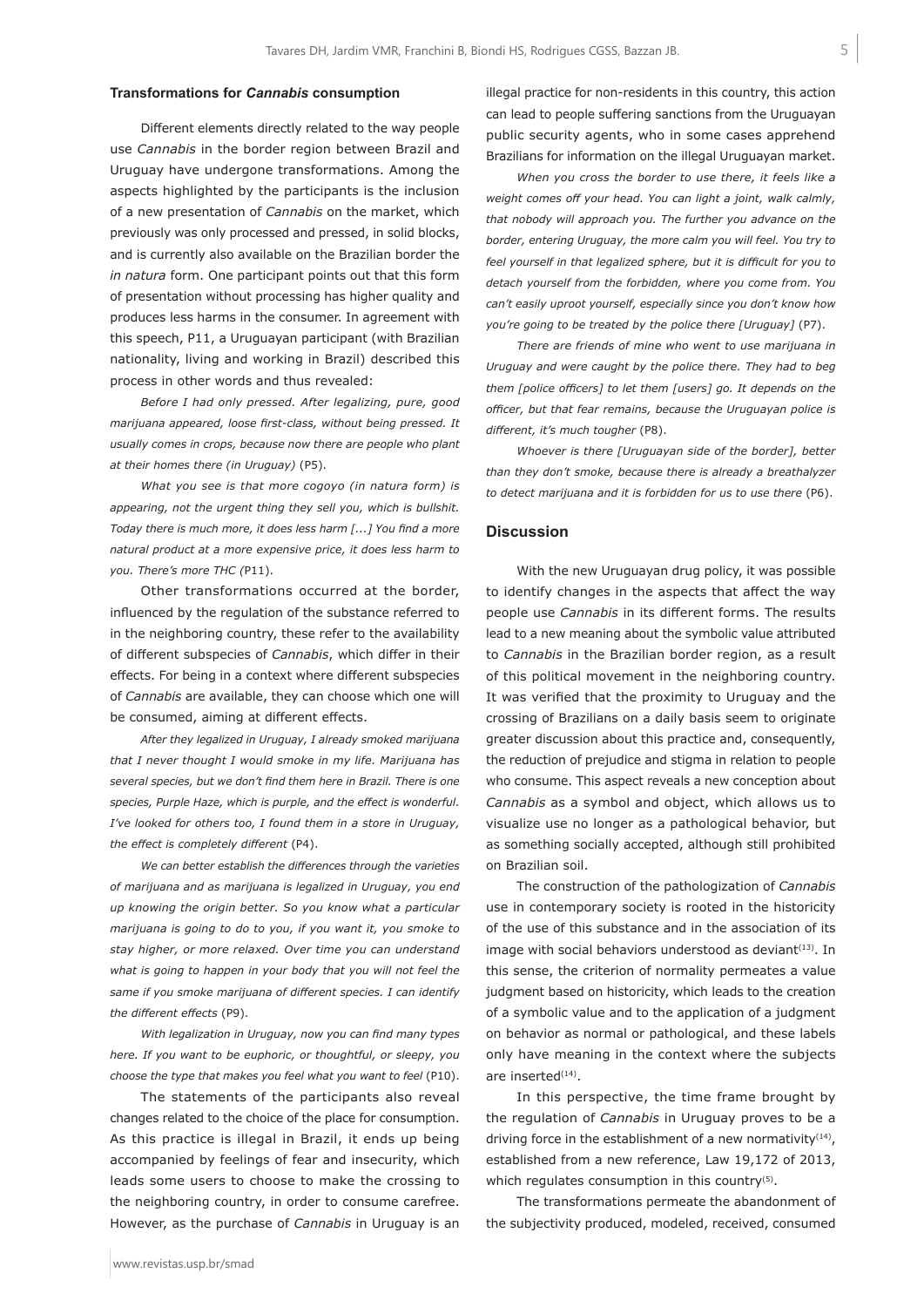### Transformations for *Cannabis* consumption

Different elements directly related to the way people use *Cannabis* in the border region between Brazil and Uruguay have undergone transformations. Among the aspects highlighted by the participants is the inclusion of a new presentation of *Cannabis* on the market, which previously was only processed and pressed, in solid blocks, and is currently also available on the Brazilian border the *in natura* form. One participant points out that this form of presentation without processing has higher quality and produces less harms in the consumer. In agreement with this speech, P11, a Uruguayan participant (with Brazilian nationality, living and working in Brazil) described this process in other words and thus revealed:

*Before I had only pressed. After legalizing, pure, good marijuana appeared, loose first-class, without being pressed. It usually comes in crops, because now there are people who plant at their homes there (in Uruguay)* (P5).

*What you see is that more cogoyo (in natura form) is appearing, not the urgent thing they sell you, which is bullshit. Today there is much more, it does less harm [...] You find a more natural product at a more expensive price, it does less harm to you. There's more THC (*P11).

Other transformations occurred at the border, influenced by the regulation of the substance referred to in the neighboring country, these refer to the availability of different subspecies of *Cannabis*, which differ in their effects. For being in a context where different subspecies of *Cannabis* are available, they can choose which one will be consumed, aiming at different effects.

*After they legalized in Uruguay, I already smoked marijuana that I never thought I would smoke in my life. Marijuana has several species, but we don't find them here in Brazil. There is one species, Purple Haze, which is purple, and the effect is wonderful. I've looked for others too, I found them in a store in Uruguay, the effect is completely different* (P4).

*We can better establish the differences through the varieties of marijuana and as marijuana is legalized in Uruguay, you end up knowing the origin better. So you know what a particular marijuana is going to do to you, if you want it, you smoke to stay higher, or more relaxed. Over time you can understand what is going to happen in your body that you will not feel the same if you smoke marijuana of different species. I can identify the different effects* (P9).

*With legalization in Uruguay, now you can find many types here. If you want to be euphoric, or thoughtful, or sleepy, you choose the type that makes you feel what you want to feel* (P10).

The statements of the participants also reveal changes related to the choice of the place for consumption. As this practice is illegal in Brazil, it ends up being accompanied by feelings of fear and insecurity, which leads some users to choose to make the crossing to the neighboring country, in order to consume carefree. However, as the purchase of *Cannabis* in Uruguay is an illegal practice for non-residents in this country, this action can lead to people suffering sanctions from the Uruguayan public security agents, who in some cases apprehend Brazilians for information on the illegal Uruguayan market.

*When you cross the border to use there, it feels like a weight comes off your head. You can light a joint, walk calmly, that nobody will approach you. The further you advance on the border, entering Uruguay, the more calm you will feel. You try to feel yourself in that legalized sphere, but it is difficult for you to detach yourself from the forbidden, where you come from. You can't easily uproot yourself, especially since you don't know how you're going to be treated by the police there [Uruguay]* (P7).

*There are friends of mine who went to use marijuana in Uruguay and were caught by the police there. They had to beg them [police officers] to let them [users] go. It depends on the officer, but that fear remains, because the Uruguayan police is different, it's much tougher* (P8).

*Whoever is there [Uruguayan side of the border], better than they don't smoke, because there is already a breathalyzer to detect marijuana and it is forbidden for us to use there* (P6).

## Discussion

With the new Uruguayan drug policy, it was possible to identify changes in the aspects that affect the way people use *Cannabis* in its different forms. The results lead to a new meaning about the symbolic value attributed to *Cannabis* in the Brazilian border region, as a result of this political movement in the neighboring country. It was verified that the proximity to Uruguay and the crossing of Brazilians on a daily basis seem to originate greater discussion about this practice and, consequently, the reduction of prejudice and stigma in relation to people who consume. This aspect reveals a new conception about *Cannabis* as a symbol and object, which allows us to visualize use no longer as a pathological behavior, but as something socially accepted, although still prohibited on Brazilian soil.

The construction of the pathologization of *Cannabis* use in contemporary society is rooted in the historicity of the use of this substance and in the association of its image with social behaviors understood as deviant[13]. In this sense, the criterion of normality permeates a value judgment based on historicity, which leads to the creation of a symbolic value and to the application of a judgment on behavior as normal or pathological, and these labels only have meaning in the context where the subjects are inserted[14].

In this perspective, the time frame brought by the regulation of *Cannabis* in Uruguay proves to be a driving force in the establishment of a new normativity[14], established from a new reference, Law 19,172 of 2013, which regulates consumption in this country[5].

The transformations permeate the abandonment of the subjectivity produced, modeled, received, consumed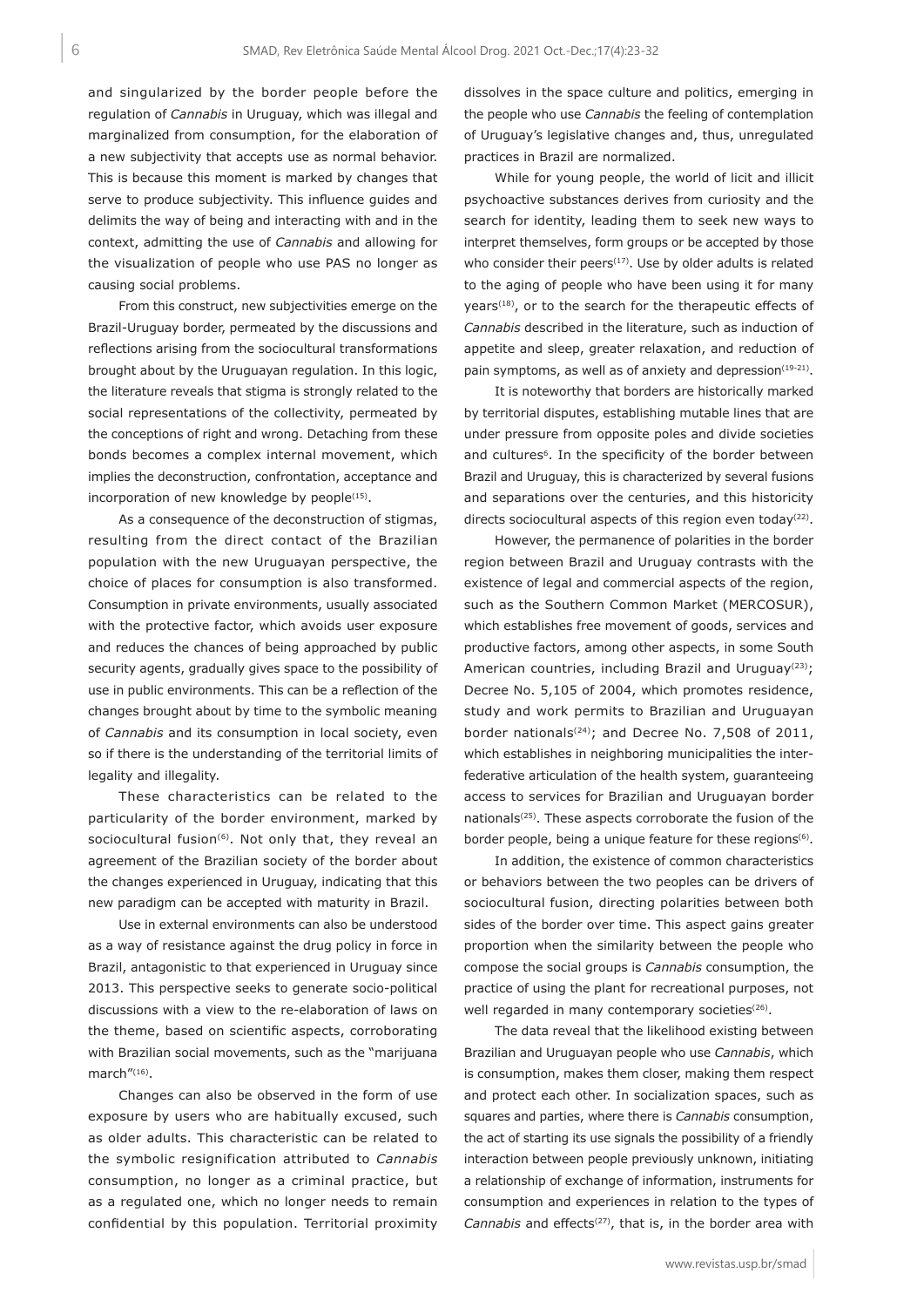and singularized by the border people before the regulation of *Cannabis* in Uruguay, which was illegal and marginalized from consumption, for the elaboration of a new subjectivity that accepts use as normal behavior. This is because this moment is marked by changes that serve to produce subjectivity. This influence guides and delimits the way of being and interacting with and in the context, admitting the use of *Cannabis* and allowing for the visualization of people who use PAS no longer as causing social problems.

From this construct, new subjectivities emerge on the Brazil-Uruguay border, permeated by the discussions and reflections arising from the sociocultural transformations brought about by the Uruguayan regulation. In this logic, the literature reveals that stigma is strongly related to the social representations of the collectivity, permeated by the conceptions of right and wrong. Detaching from these bonds becomes a complex internal movement, which implies the deconstruction, confrontation, acceptance and incorporation of new knowledge by people[15].

As a consequence of the deconstruction of stigmas, resulting from the direct contact of the Brazilian population with the new Uruguayan perspective, the choice of places for consumption is also transformed. Consumption in private environments, usually associated with the protective factor, which avoids user exposure and reduces the chances of being approached by public security agents, gradually gives space to the possibility of use in public environments. This can be a reflection of the changes brought about by time to the symbolic meaning of *Cannabis* and its consumption in local society, even so if there is the understanding of the territorial limits of legality and illegality.

These characteristics can be related to the particularity of the border environment, marked by sociocultural fusion[6]. Not only that, they reveal an agreement of the Brazilian society of the border about the changes experienced in Uruguay, indicating that this new paradigm can be accepted with maturity in Brazil.

Use in external environments can also be understood as a way of resistance against the drug policy in force in Brazil, antagonistic to that experienced in Uruguay since 2013. This perspective seeks to generate socio-political discussions with a view to the re-elaboration of laws on the theme, based on scientific aspects, corroborating with Brazilian social movements, such as the "marijuana march"[16].

Changes can also be observed in the form of use exposure by users who are habitually excused, such as older adults. This characteristic can be related to the symbolic resignification attributed to *Cannabis* consumption, no longer as a criminal practice, but as a regulated one, which no longer needs to remain confidential by this population. Territorial proximity dissolves in the space culture and politics, emerging in the people who use *Cannabis* the feeling of contemplation of Uruguay's legislative changes and, thus, unregulated practices in Brazil are normalized.

While for young people, the world of licit and illicit psychoactive substances derives from curiosity and the search for identity, leading them to seek new ways to interpret themselves, form groups or be accepted by those who consider their peers[17]. Use by older adults is related to the aging of people who have been using it for many years[18], or to the search for the therapeutic effects of *Cannabis* described in the literature, such as induction of appetite and sleep, greater relaxation, and reduction of pain symptoms, as well as of anxiety and depression[19-21].

It is noteworthy that borders are historically marked by territorial disputes, establishing mutable lines that are under pressure from opposite poles and divide societies and cultures[6]. In the specificity of the border between Brazil and Uruguay, this is characterized by several fusions and separations over the centuries, and this historicity directs sociocultural aspects of this region even today[22].

However, the permanence of polarities in the border region between Brazil and Uruguay contrasts with the existence of legal and commercial aspects of the region, such as the Southern Common Market (MERCOSUR), which establishes free movement of goods, services and productive factors, among other aspects, in some South American countries, including Brazil and Uruguay[23]; Decree No. 5,105 of 2004, which promotes residence, study and work permits to Brazilian and Uruguayan border nationals[24]; and Decree No. 7,508 of 2011, which establishes in neighboring municipalities the inter-federative articulation of the health system, guaranteeing access to services for Brazilian and Uruguayan border nationals[25]. These aspects corroborate the fusion of the border people, being a unique feature for these regions[6].

In addition, the existence of common characteristics or behaviors between the two peoples can be drivers of sociocultural fusion, directing polarities between both sides of the border over time. This aspect gains greater proportion when the similarity between the people who compose the social groups is *Cannabis* consumption, the practice of using the plant for recreational purposes, not well regarded in many contemporary societies[26].

The data reveal that the likelihood existing between Brazilian and Uruguayan people who use *Cannabis*, which is consumption, makes them closer, making them respect and protect each other. In socialization spaces, such as squares and parties, where there is *Cannabis* consumption, the act of starting its use signals the possibility of a friendly interaction between people previously unknown, initiating a relationship of exchange of information, instruments for consumption and experiences in relation to the types of *Cannabis* and effects[27], that is, in the border area with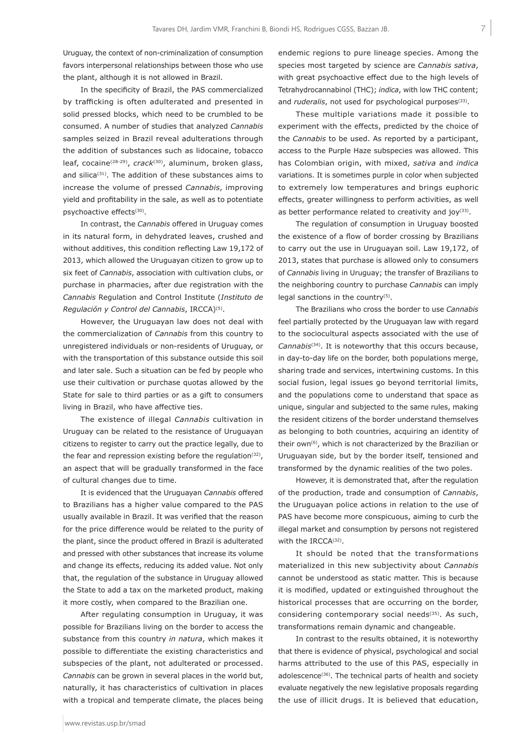Uruguay, the context of non-criminalization of consumption favors interpersonal relationships between those who use the plant, although it is not allowed in Brazil.

In the specificity of Brazil, the PAS commercialized by trafficking is often adulterated and presented in solid pressed blocks, which need to be crumbled to be consumed. A number of studies that analyzed *Cannabis* samples seized in Brazil reveal adulterations through the addition of substances such as lidocaine, tobacco leaf, cocaine[28-29], *crack*[30], aluminum, broken glass, and silica[31]. The addition of these substances aims to increase the volume of pressed *Cannabis*, improving yield and profitability in the sale, as well as to potentiate psychoactive effects[30].

In contrast, the *Cannabis* offered in Uruguay comes in its natural form, in dehydrated leaves, crushed and without additives, this condition reflecting Law 19,172 of 2013, which allowed the Uruguayan citizen to grow up to six feet of *Cannabis*, association with cultivation clubs, or purchase in pharmacies, after due registration with the *Cannabis* Regulation and Control Institute (*Instituto de Regulación y Control del Cannabis*, IRCCA)[5].

However, the Uruguayan law does not deal with the commercialization of *Cannabis* from this country to unregistered individuals or non-residents of Uruguay, or with the transportation of this substance outside this soil and later sale. Such a situation can be fed by people who use their cultivation or purchase quotas allowed by the State for sale to third parties or as a gift to consumers living in Brazil, who have affective ties.

The existence of illegal *Cannabis* cultivation in Uruguay can be related to the resistance of Uruguayan citizens to register to carry out the practice legally, due to the fear and repression existing before the regulation[32], an aspect that will be gradually transformed in the face of cultural changes due to time.

It is evidenced that the Uruguayan *Cannabis* offered to Brazilians has a higher value compared to the PAS usually available in Brazil. It was verified that the reason for the price difference would be related to the purity of the plant, since the product offered in Brazil is adulterated and pressed with other substances that increase its volume and change its effects, reducing its added value. Not only that, the regulation of the substance in Uruguay allowed the State to add a tax on the marketed product, making it more costly, when compared to the Brazilian one.

After regulating consumption in Uruguay, it was possible for Brazilians living on the border to access the substance from this country *in natura*, which makes it possible to differentiate the existing characteristics and subspecies of the plant, not adulterated or processed. *Cannabis* can be grown in several places in the world but, naturally, it has characteristics of cultivation in places with a tropical and temperate climate, the places being endemic regions to pure lineage species. Among the species most targeted by science are *Cannabis sativa*, with great psychoactive effect due to the high levels of Tetrahydrocannabinol (THC); *indica*, with low THC content; and *ruderalis*, not used for psychological purposes[33].

These multiple variations made it possible to experiment with the effects, predicted by the choice of the *Cannabis* to be used. As reported by a participant, access to the Purple Haze subspecies was allowed. This has Colombian origin, with mixed, *sativa* and *indica* variations. It is sometimes purple in color when subjected to extremely low temperatures and brings euphoric effects, greater willingness to perform activities, as well as better performance related to creativity and joy[33].

The regulation of consumption in Uruguay boosted the existence of a flow of border crossing by Brazilians to carry out the use in Uruguayan soil. Law 19,172, of 2013, states that purchase is allowed only to consumers of *Cannabis* living in Uruguay; the transfer of Brazilians to the neighboring country to purchase *Cannabis* can imply legal sanctions in the country[5].

The Brazilians who cross the border to use *Cannabis* feel partially protected by the Uruguayan law with regard to the sociocultural aspects associated with the use of *Cannabis*[34]. It is noteworthy that this occurs because, in day-to-day life on the border, both populations merge, sharing trade and services, intertwining customs. In this social fusion, legal issues go beyond territorial limits, and the populations come to understand that space as unique, singular and subjected to the same rules, making the resident citizens of the border understand themselves as belonging to both countries, acquiring an identity of their own[6], which is not characterized by the Brazilian or Uruguayan side, but by the border itself, tensioned and transformed by the dynamic realities of the two poles.

However, it is demonstrated that, after the regulation of the production, trade and consumption of *Cannabis*, the Uruguayan police actions in relation to the use of PAS have become more conspicuous, aiming to curb the illegal market and consumption by persons not registered with the IRCCA[32].

It should be noted that the transformations materialized in this new subjectivity about *Cannabis* cannot be understood as static matter. This is because it is modified, updated or extinguished throughout the historical processes that are occurring on the border, considering contemporary social needs[35]. As such, transformations remain dynamic and changeable.

In contrast to the results obtained, it is noteworthy that there is evidence of physical, psychological and social harms attributed to the use of this PAS, especially in adolescence[36]. The technical parts of health and society evaluate negatively the new legislative proposals regarding the use of illicit drugs. It is believed that education,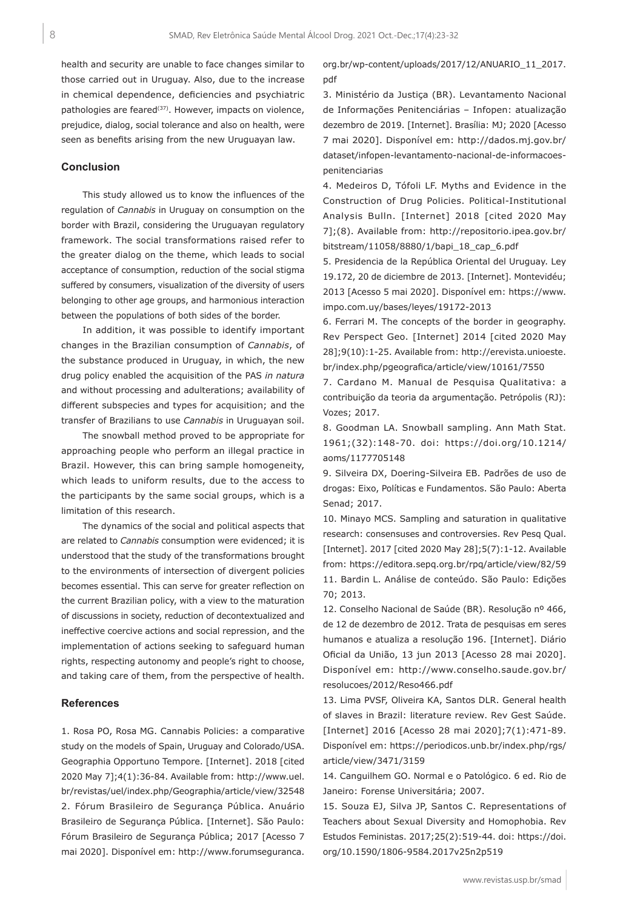health and security are unable to face changes similar to those carried out in Uruguay. Also, due to the increase in chemical dependence, deficiencies and psychiatric pathologies are feared[37]. However, impacts on violence, prejudice, dialog, social tolerance and also on health, were seen as benefits arising from the new Uruguayan law.

## Conclusion

This study allowed us to know the influences of the regulation of *Cannabis* in Uruguay on consumption on the border with Brazil, considering the Uruguayan regulatory framework. The social transformations raised refer to the greater dialog on the theme, which leads to social acceptance of consumption, reduction of the social stigma suffered by consumers, visualization of the diversity of users belonging to other age groups, and harmonious interaction between the populations of both sides of the border.

In addition, it was possible to identify important changes in the Brazilian consumption of *Cannabis*, of the substance produced in Uruguay, in which, the new drug policy enabled the acquisition of the PAS *in natura* and without processing and adulterations; availability of different subspecies and types for acquisition; and the transfer of Brazilians to use *Cannabis* in Uruguayan soil.

The snowball method proved to be appropriate for approaching people who perform an illegal practice in Brazil. However, this can bring sample homogeneity, which leads to uniform results, due to the access to the participants by the same social groups, which is a limitation of this research.

The dynamics of the social and political aspects that are related to *Cannabis* consumption were evidenced; it is understood that the study of the transformations brought to the environments of intersection of divergent policies becomes essential. This can serve for greater reflection on the current Brazilian policy, with a view to the maturation of discussions in society, reduction of decontextualized and ineffective coercive actions and social repression, and the implementation of actions seeking to safeguard human rights, respecting autonomy and people's right to choose, and taking care of them, from the perspective of health.

## References

1. Rosa PO, Rosa MG. Cannabis Policies: a comparative study on the models of Spain, Uruguay and Colorado/USA. Geographia Opportuno Tempore. [Internet]. 2018 [cited 2020 May 7];4(1):36-84. Available from: http://www.uel.br/revistas/uel/index.php/Geographia/article/view/32548
2. Fórum Brasileiro de Segurança Pública. Anuário Brasileiro de Segurança Pública. [Internet]. São Paulo: Fórum Brasileiro de Segurança Pública; 2017 [Acesso 7 mai 2020]. Disponível em: http://www.forumseguranca.org.br/wp-content/uploads/2017/12/ANUARIO_11_2017.pdf
3. Ministério da Justiça (BR). Levantamento Nacional de Informações Penitenciárias – Infopen: atualização dezembro de 2019. [Internet]. Brasília: MJ; 2020 [Acesso 7 mai 2020]. Disponível em: http://dados.mj.gov.br/dataset/infopen-levantamento-nacional-de-informacoes-penitenciarias
4. Medeiros D, Tófoli LF. Myths and Evidence in the Construction of Drug Policies. Political-Institutional Analysis Bulln. [Internet] 2018 [cited 2020 May 7];(8). Available from: http://repositorio.ipea.gov.br/bitstream/11058/8880/1/bapi_18_cap_6.pdf
5. Presidencia de la República Oriental del Uruguay. Ley 19.172, 20 de diciembre de 2013. [Internet]. Montevidéu; 2013 [Acesso 5 mai 2020]. Disponível em: https://www.impo.com.uy/bases/leyes/19172-2013
6. Ferrari M. The concepts of the border in geography. Rev Perspect Geo. [Internet] 2014 [cited 2020 May 28];9(10):1-25. Available from: http://erevista.unioeste.br/index.php/pgeografica/article/view/10161/7550
7. Cardano M. Manual de Pesquisa Qualitativa: a contribuição da teoria da argumentação. Petrópolis (RJ): Vozes; 2017.
8. Goodman LA. Snowball sampling. Ann Math Stat. 1961;(32):148-70. doi: https://doi.org/10.1214/aoms/1177705148
9. Silveira DX, Doering-Silveira EB. Padrões de uso de drogas: Eixo, Políticas e Fundamentos. São Paulo: Aberta Senad; 2017.
10. Minayo MCS. Sampling and saturation in qualitative research: consensuses and controversies. Rev Pesq Qual. [Internet]. 2017 [cited 2020 May 28];5(7):1-12. Available from: https://editora.sepq.org.br/rpq/article/view/82/59
11. Bardin L. Análise de conteúdo. São Paulo: Edições 70; 2013.
12. Conselho Nacional de Saúde (BR). Resolução nº 466, de 12 de dezembro de 2012. Trata de pesquisas em seres humanos e atualiza a resolução 196. [Internet]. Diário Oficial da União, 13 jun 2013 [Acesso 28 mai 2020]. Disponível em: http://www.conselho.saude.gov.br/resolucoes/2012/Reso466.pdf
13. Lima PVSF, Oliveira KA, Santos DLR. General health of slaves in Brazil: literature review. Rev Gest Saúde. [Internet] 2016 [Acesso 28 mai 2020];7(1):471-89. Disponível em: https://periodicos.unb.br/index.php/rgs/article/view/3471/3159
14. Canguilhem GO. Normal e o Patológico. 6 ed. Rio de Janeiro: Forense Universitária; 2007.
15. Souza EJ, Silva JP, Santos C. Representations of Teachers about Sexual Diversity and Homophobia. Rev Estudos Feministas. 2017;25(2):519-44. doi: https://doi.org/10.1590/1806-9584.2017v25n2p519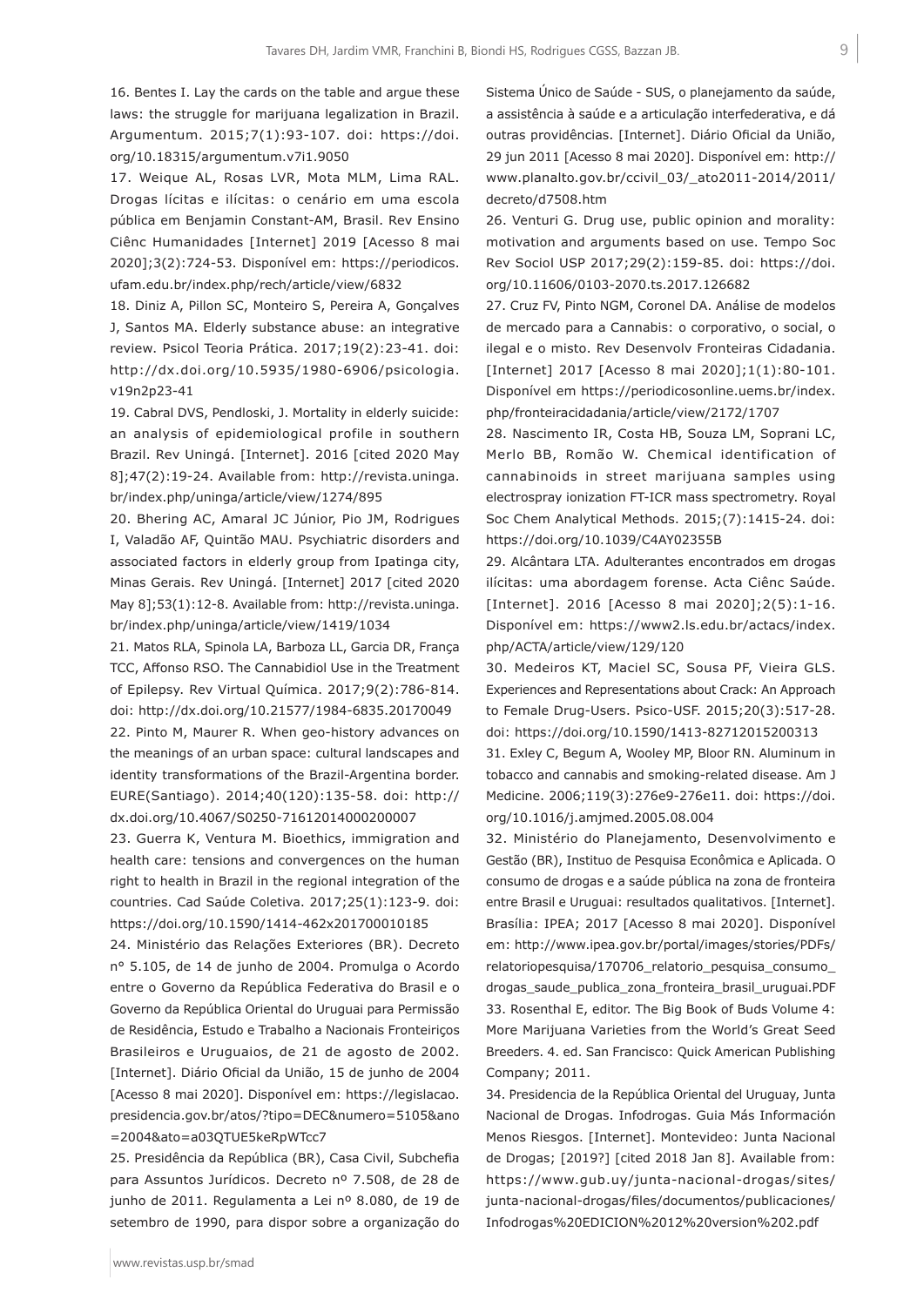16. Bentes I. Lay the cards on the table and argue these laws: the struggle for marijuana legalization in Brazil. Argumentum. 2015;7(1):93-107. doi: https://doi.org/10.18315/argumentum.v7i1.9050

17. Weique AL, Rosas LVR, Mota MLM, Lima RAL. Drogas lícitas e ilícitas: o cenário em uma escola pública em Benjamin Constant-AM, Brasil. Rev Ensino Ciênc Humanidades [Internet] 2019 [Acesso 8 mai 2020];3(2):724-53. Disponível em: https://periodicos.ufam.edu.br/index.php/rech/article/view/6832

18. Diniz A, Pillon SC, Monteiro S, Pereira A, Gonçalves J, Santos MA. Elderly substance abuse: an integrative review. Psicol Teoria Prática. 2017;19(2):23-41. doi: http://dx.doi.org/10.5935/1980-6906/psicologia.v19n2p23-41

19. Cabral DVS, Pendloski, J. Mortality in elderly suicide: an analysis of epidemiological profile in southern Brazil. Rev Uningá. [Internet]. 2016 [cited 2020 May 8];47(2):19-24. Available from: http://revista.uninga.br/index.php/uninga/article/view/1274/895

20. Bhering AC, Amaral JC Júnior, Pio JM, Rodrigues I, Valadão AF, Quintão MAU. Psychiatric disorders and associated factors in elderly group from Ipatinga city, Minas Gerais. Rev Uningá. [Internet] 2017 [cited 2020 May 8];53(1):12-8. Available from: http://revista.uninga.br/index.php/uninga/article/view/1419/1034

21. Matos RLA, Spinola LA, Barboza LL, Garcia DR, França TCC, Affonso RSO. The Cannabidiol Use in the Treatment of Epilepsy. Rev Virtual Química. 2017;9(2):786-814. doi: http://dx.doi.org/10.21577/1984-6835.20170049

22. Pinto M, Maurer R. When geo-history advances on the meanings of an urban space: cultural landscapes and identity transformations of the Brazil-Argentina border. EURE(Santiago). 2014;40(120):135-58. doi: http://dx.doi.org/10.4067/S0250-71612014000200007

23. Guerra K, Ventura M. Bioethics, immigration and health care: tensions and convergences on the human right to health in Brazil in the regional integration of the countries. Cad Saúde Coletiva. 2017;25(1):123-9. doi: https://doi.org/10.1590/1414-462x201700010185

24. Ministério das Relações Exteriores (BR). Decreto nº 5.105, de 14 de junho de 2004. Promulga o Acordo entre o Governo da República Federativa do Brasil e o Governo da República Oriental do Uruguai para Permissão de Residência, Estudo e Trabalho a Nacionais Fronteiriços Brasileiros e Uruguaios, de 21 de agosto de 2002. [Internet]. Diário Oficial da União, 15 de junho de 2004 [Acesso 8 mai 2020]. Disponível em: https://legislacao.presidencia.gov.br/atos/?tipo=DEC&numero=5105&ano=2004&ato=a03QTUE5keRpWTcc7

25. Presidência da República (BR), Casa Civil, Subchefia para Assuntos Jurídicos. Decreto nº 7.508, de 28 de junho de 2011. Regulamenta a Lei nº 8.080, de 19 de setembro de 1990, para dispor sobre a organização do Sistema Único de Saúde - SUS, o planejamento da saúde, a assistência à saúde e a articulação interfederativa, e dá outras providências. [Internet]. Diário Oficial da União, 29 jun 2011 [Acesso 8 mai 2020]. Disponível em: http://www.planalto.gov.br/ccivil_03/_ato2011-2014/2011/decreto/d7508.htm

26. Venturi G. Drug use, public opinion and morality: motivation and arguments based on use. Tempo Soc Rev Sociol USP 2017;29(2):159-85. doi: https://doi.org/10.11606/0103-2070.ts.2017.126682

27. Cruz FV, Pinto NGM, Coronel DA. Análise de modelos de mercado para a Cannabis: o corporativo, o social, o ilegal e o misto. Rev Desenvolv Fronteiras Cidadania. [Internet] 2017 [Acesso 8 mai 2020];1(1):80-101. Disponível em https://periodicosonline.uems.br/index.php/fronteiracidadania/article/view/2172/1707

28. Nascimento IR, Costa HB, Souza LM, Soprani LC, Merlo BB, Romão W. Chemical identification of cannabinoids in street marijuana samples using electrospray ionization FT-ICR mass spectrometry. Royal Soc Chem Analytical Methods. 2015;(7):1415-24. doi: https://doi.org/10.1039/C4AY02355B

29. Alcântara LTA. Adulterantes encontrados em drogas ilícitas: uma abordagem forense. Acta Ciênc Saúde. [Internet]. 2016 [Acesso 8 mai 2020];2(5):1-16. Disponível em: https://www2.ls.edu.br/actacs/index.php/ACTA/article/view/129/120

30. Medeiros KT, Maciel SC, Sousa PF, Vieira GLS. Experiences and Representations about Crack: An Approach to Female Drug-Users. Psico-USF. 2015;20(3):517-28. doi: https://doi.org/10.1590/1413-82712015200313

31. Exley C, Begum A, Wooley MP, Bloor RN. Aluminum in tobacco and cannabis and smoking-related disease. Am J Medicine. 2006;119(3):276e9-276e11. doi: https://doi.org/10.1016/j.amjmed.2005.08.004

32. Ministério do Planejamento, Desenvolvimento e Gestão (BR), Instituo de Pesquisa Econômica e Aplicada. O consumo de drogas e a saúde pública na zona de fronteira entre Brasil e Uruguai: resultados qualitativos. [Internet]. Brasília: IPEA; 2017 [Acesso 8 mai 2020]. Disponível em: http://www.ipea.gov.br/portal/images/stories/PDFs/relatoriopesquisa/170706_relatorio_pesquisa_consumo_drogas_saude_publica_zona_fronteira_brasil_uruguai.PDF

33. Rosenthal E, editor. The Big Book of Buds Volume 4: More Marijuana Varieties from the World's Great Seed Breeders. 4. ed. San Francisco: Quick American Publishing Company; 2011.

34. Presidencia de la República Oriental del Uruguay, Junta Nacional de Drogas. Infodrogas. Guia Más Información Menos Riesgos. [Internet]. Montevideo: Junta Nacional de Drogas; [2019?] [cited 2018 Jan 8]. Available from: https://www.gub.uy/junta-nacional-drogas/sites/junta-nacional-drogas/files/documentos/publicaciones/Infodrogas%20EDICION%2012%20version%202.pdf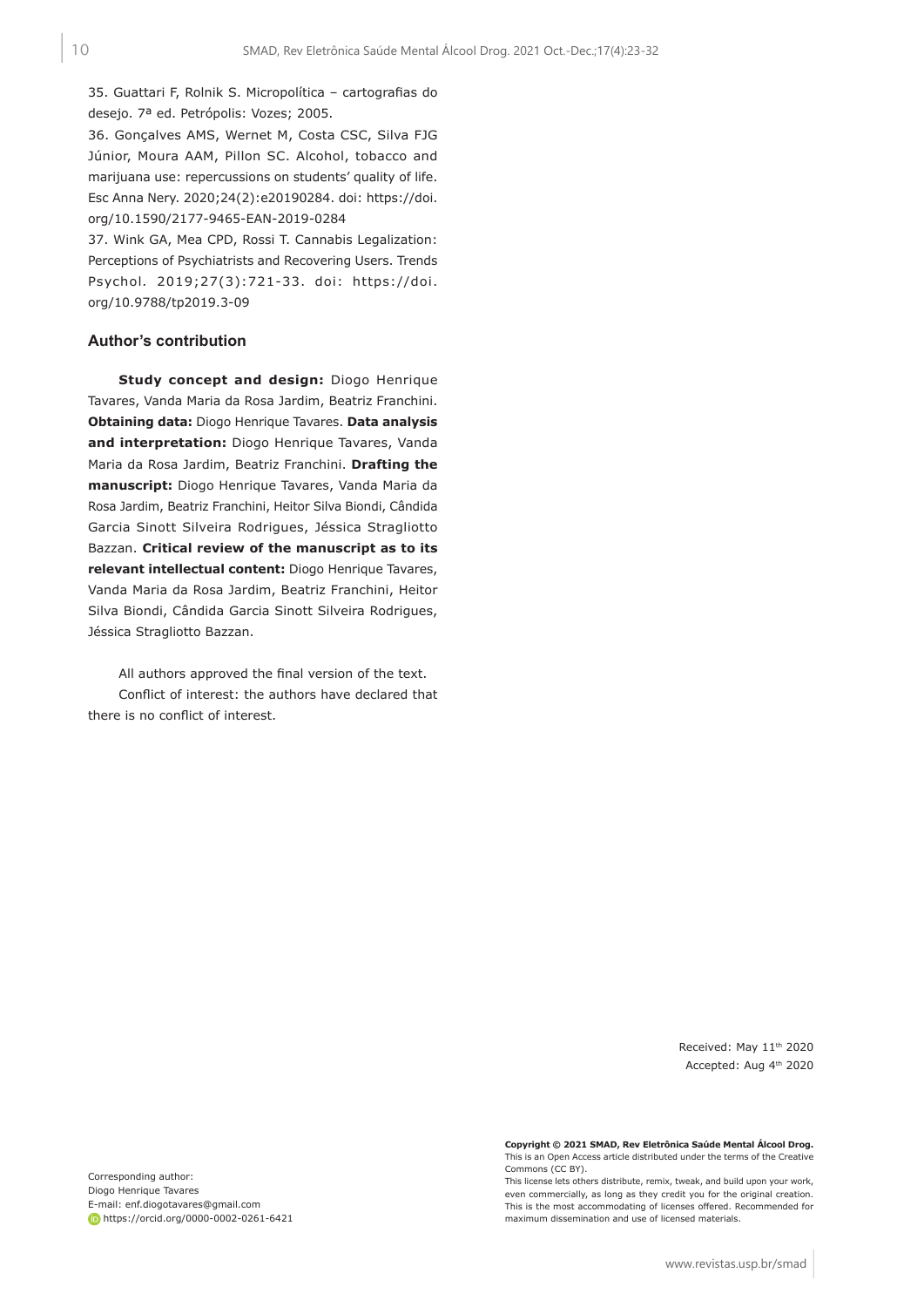35. Guattari F, Rolnik S. Micropolítica – cartografias do desejo. 7ª ed. Petrópolis: Vozes; 2005.

36. Gonçalves AMS, Wernet M, Costa CSC, Silva FJG Júnior, Moura AAM, Pillon SC. Alcohol, tobacco and marijuana use: repercussions on students' quality of life. Esc Anna Nery. 2020;24(2):e20190284. doi: https://doi.org/10.1590/2177-9465-EAN-2019-0284

37. Wink GA, Mea CPD, Rossi T. Cannabis Legalization: Perceptions of Psychiatrists and Recovering Users. Trends Psychol. 2019;27(3):721-33. doi: https://doi.org/10.9788/tp2019.3-09

## Author's contribution

**Study concept and design:** Diogo Henrique Tavares, Vanda Maria da Rosa Jardim, Beatriz Franchini. **Obtaining data:** Diogo Henrique Tavares. **Data analysis and interpretation:** Diogo Henrique Tavares, Vanda Maria da Rosa Jardim, Beatriz Franchini. **Drafting the manuscript:** Diogo Henrique Tavares, Vanda Maria da Rosa Jardim, Beatriz Franchini, Heitor Silva Biondi, Cândida Garcia Sinott Silveira Rodrigues, Jéssica Stragliotto Bazzan. **Critical review of the manuscript as to its relevant intellectual content:** Diogo Henrique Tavares, Vanda Maria da Rosa Jardim, Beatriz Franchini, Heitor Silva Biondi, Cândida Garcia Sinott Silveira Rodrigues, Jéssica Stragliotto Bazzan.

All authors approved the final version of the text.

Conflict of interest: the authors have declared that there is no conflict of interest.

Received: May 11th 2020
Accepted: Aug 4th 2020

Corresponding author:
Diogo Henrique Tavares
E-mail: enf.diogotavares@gmail.com
https://orcid.org/0000-0002-0261-6421

**Copyright © 2021 SMAD, Rev Eletrônica Saúde Mental Álcool Drog.**
This is an Open Access article distributed under the terms of the Creative Commons (CC BY).
This license lets others distribute, remix, tweak, and build upon your work, even commercially, as long as they credit you for the original creation. This is the most accommodating of licenses offered. Recommended for maximum dissemination and use of licensed materials.